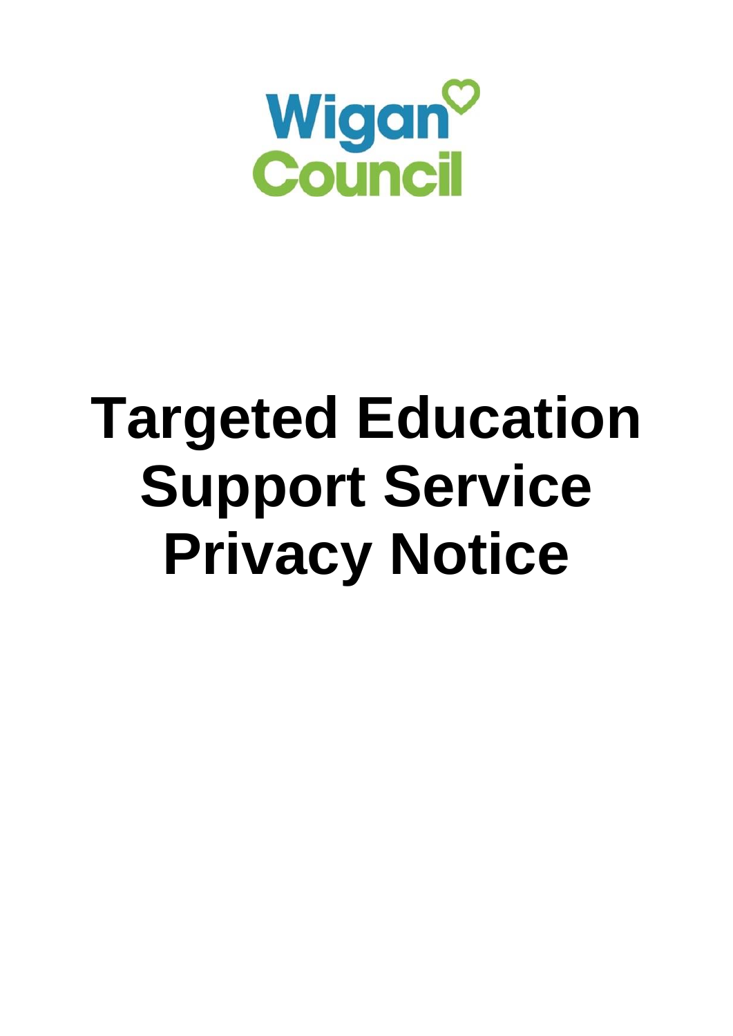Wigan Council

# Targeted Education Support Service Privacy Notice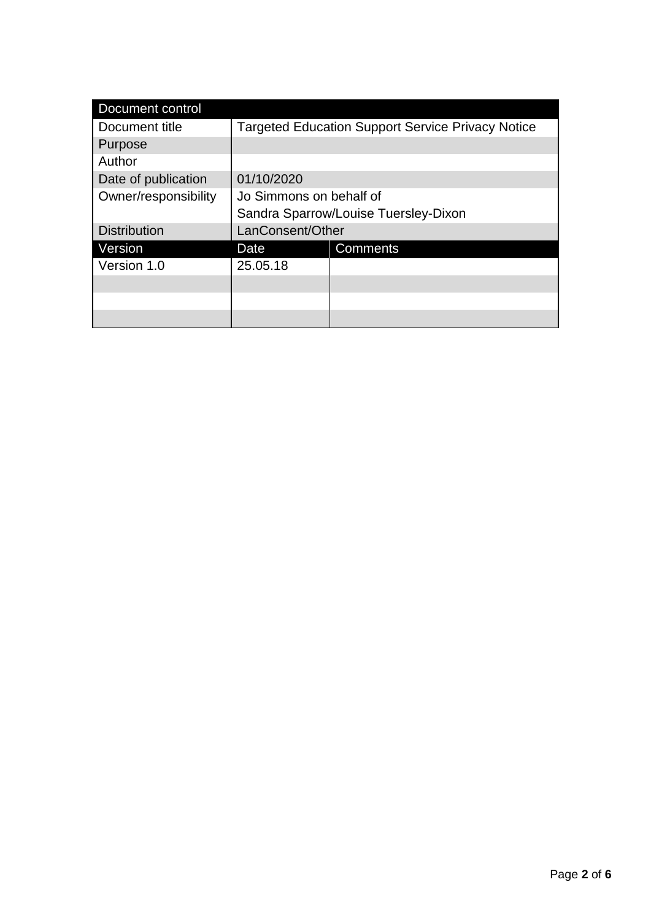| Document control | | |
|---|---|---|
| Document title | Targeted Education Support Service Privacy Notice | |
| Purpose | | |
| Author | | |
| Date of publication | 01/10/2020 | |
| Owner/responsibility | Jo Simmons on behalf of Sandra Sparrow/Louise Tuersley-Dixon | |
| Distribution | LanConsent/Other | |
| **Version** | **Date** | **Comments** |
| Version 1.0 | 25.05.18 | |
| | | |
| | | |
| | | |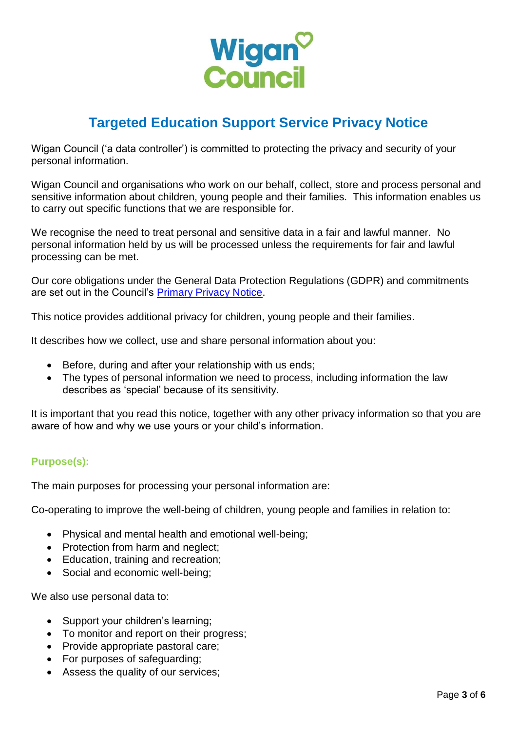# Targeted Education Support Service Privacy Notice

Wigan Council ('a data controller') is committed to protecting the privacy and security of your personal information.

Wigan Council and organisations who work on our behalf, collect, store and process personal and sensitive information about children, young people and their families. This information enables us to carry out specific functions that we are responsible for.

We recognise the need to treat personal and sensitive data in a fair and lawful manner. No personal information held by us will be processed unless the requirements for fair and lawful processing can be met.

Our core obligations under the General Data Protection Regulations (GDPR) and commitments are set out in the Council's [Primary Privacy Notice](Primary Privacy Notice).

This notice provides additional privacy for children, young people and their families.

It describes how we collect, use and share personal information about you:

- Before, during and after your relationship with us ends;
- The types of personal information we need to process, including information the law describes as 'special' because of its sensitivity.

It is important that you read this notice, together with any other privacy information so that you are aware of how and why we use yours or your child's information.

## Purpose(s):

The main purposes for processing your personal information are:

Co-operating to improve the well-being of children, young people and families in relation to:

- Physical and mental health and emotional well-being;
- Protection from harm and neglect;
- Education, training and recreation;
- Social and economic well-being;

We also use personal data to:

- Support your children's learning;
- To monitor and report on their progress;
- Provide appropriate pastoral care;
- For purposes of safeguarding;
- Assess the quality of our services;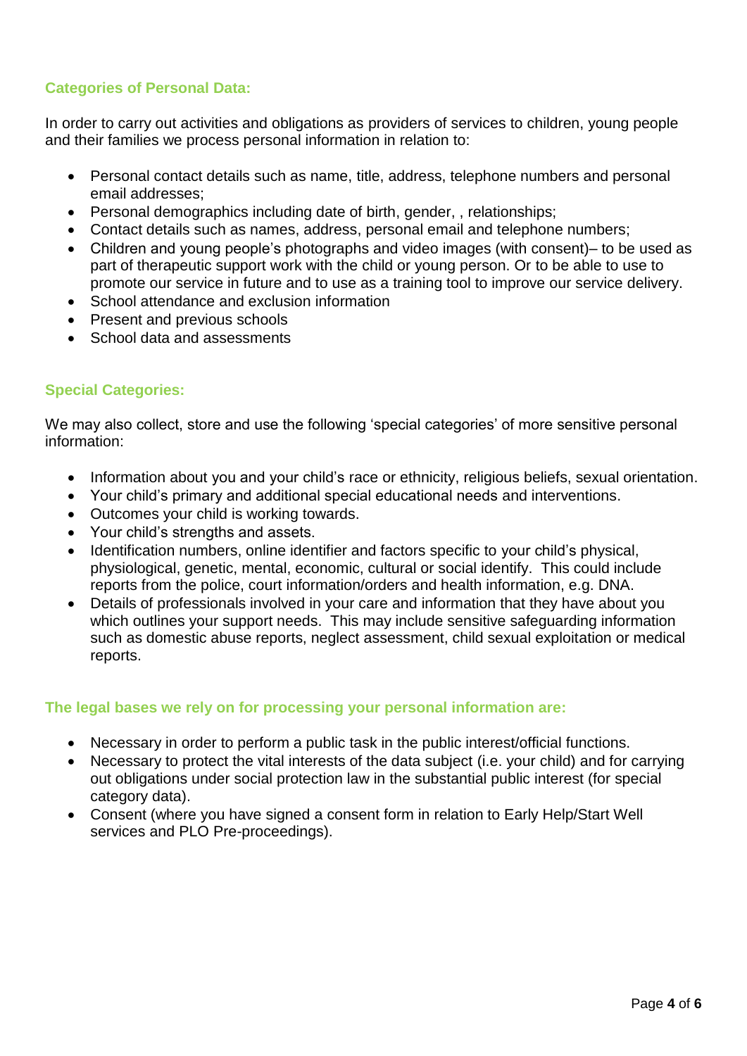### Categories of Personal Data:

In order to carry out activities and obligations as providers of services to children, young people and their families we process personal information in relation to:

- Personal contact details such as name, title, address, telephone numbers and personal email addresses;
- Personal demographics including date of birth, gender, , relationships;
- Contact details such as names, address, personal email and telephone numbers;
- Children and young people's photographs and video images (with consent)– to be used as part of therapeutic support work with the child or young person. Or to be able to use to promote our service in future and to use as a training tool to improve our service delivery.
- School attendance and exclusion information
- Present and previous schools
- School data and assessments

### Special Categories:

We may also collect, store and use the following 'special categories' of more sensitive personal information:

- Information about you and your child's race or ethnicity, religious beliefs, sexual orientation.
- Your child's primary and additional special educational needs and interventions.
- Outcomes your child is working towards.
- Your child's strengths and assets.
- Identification numbers, online identifier and factors specific to your child's physical, physiological, genetic, mental, economic, cultural or social identify. This could include reports from the police, court information/orders and health information, e.g. DNA.
- Details of professionals involved in your care and information that they have about you which outlines your support needs. This may include sensitive safeguarding information such as domestic abuse reports, neglect assessment, child sexual exploitation or medical reports.

### The legal bases we rely on for processing your personal information are:

- Necessary in order to perform a public task in the public interest/official functions.
- Necessary to protect the vital interests of the data subject (i.e. your child) and for carrying out obligations under social protection law in the substantial public interest (for special category data).
- Consent (where you have signed a consent form in relation to Early Help/Start Well services and PLO Pre-proceedings).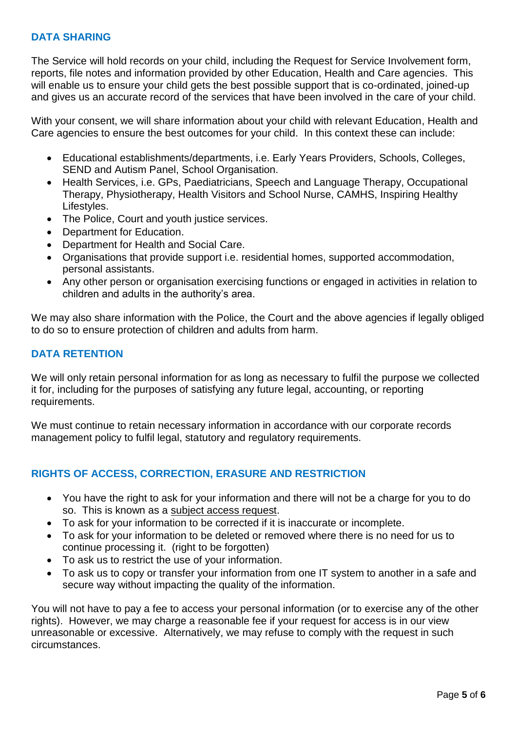## DATA SHARING

The Service will hold records on your child, including the Request for Service Involvement form, reports, file notes and information provided by other Education, Health and Care agencies. This will enable us to ensure your child gets the best possible support that is co-ordinated, joined-up and gives us an accurate record of the services that have been involved in the care of your child.

With your consent, we will share information about your child with relevant Education, Health and Care agencies to ensure the best outcomes for your child. In this context these can include:

- Educational establishments/departments, i.e. Early Years Providers, Schools, Colleges, SEND and Autism Panel, School Organisation.
- Health Services, i.e. GPs, Paediatricians, Speech and Language Therapy, Occupational Therapy, Physiotherapy, Health Visitors and School Nurse, CAMHS, Inspiring Healthy Lifestyles.
- The Police, Court and youth justice services.
- Department for Education.
- Department for Health and Social Care.
- Organisations that provide support i.e. residential homes, supported accommodation, personal assistants.
- Any other person or organisation exercising functions or engaged in activities in relation to children and adults in the authority's area.

We may also share information with the Police, the Court and the above agencies if legally obliged to do so to ensure protection of children and adults from harm.

## DATA RETENTION

We will only retain personal information for as long as necessary to fulfil the purpose we collected it for, including for the purposes of satisfying any future legal, accounting, or reporting requirements.

We must continue to retain necessary information in accordance with our corporate records management policy to fulfil legal, statutory and regulatory requirements.

## RIGHTS OF ACCESS, CORRECTION, ERASURE AND RESTRICTION

- You have the right to ask for your information and there will not be a charge for you to do so. This is known as a subject access request.
- To ask for your information to be corrected if it is inaccurate or incomplete.
- To ask for your information to be deleted or removed where there is no need for us to continue processing it. (right to be forgotten)
- To ask us to restrict the use of your information.
- To ask us to copy or transfer your information from one IT system to another in a safe and secure way without impacting the quality of the information.

You will not have to pay a fee to access your personal information (or to exercise any of the other rights). However, we may charge a reasonable fee if your request for access is in our view unreasonable or excessive. Alternatively, we may refuse to comply with the request in such circumstances.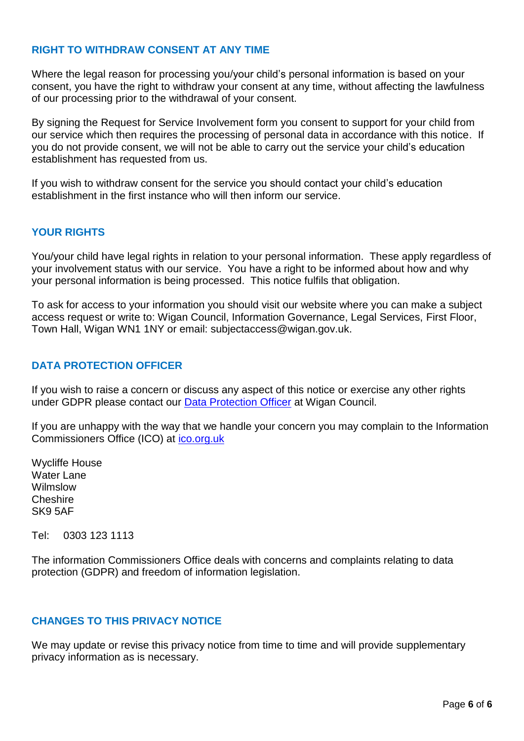## RIGHT TO WITHDRAW CONSENT AT ANY TIME

Where the legal reason for processing you/your child's personal information is based on your consent, you have the right to withdraw your consent at any time, without affecting the lawfulness of our processing prior to the withdrawal of your consent.

By signing the Request for Service Involvement form you consent to support for your child from our service which then requires the processing of personal data in accordance with this notice. If you do not provide consent, we will not be able to carry out the service your child's education establishment has requested from us.

If you wish to withdraw consent for the service you should contact your child's education establishment in the first instance who will then inform our service.

## YOUR RIGHTS

You/your child have legal rights in relation to your personal information. These apply regardless of your involvement status with our service. You have a right to be informed about how and why your personal information is being processed. This notice fulfils that obligation.

To ask for access to your information you should visit our website where you can make a subject access request or write to: Wigan Council, Information Governance, Legal Services, First Floor, Town Hall, Wigan WN1 1NY or email: subjectaccess@wigan.gov.uk.

## DATA PROTECTION OFFICER

If you wish to raise a concern or discuss any aspect of this notice or exercise any other rights under GDPR please contact our [Data Protection Officer]() at Wigan Council.

If you are unhappy with the way that we handle your concern you may complain to the Information Commissioners Office (ICO) at [ico.org.uk]()

Wycliffe House
Water Lane
Wilmslow
Cheshire
SK9 5AF

Tel: 0303 123 1113

The information Commissioners Office deals with concerns and complaints relating to data protection (GDPR) and freedom of information legislation.

## CHANGES TO THIS PRIVACY NOTICE

We may update or revise this privacy notice from time to time and will provide supplementary privacy information as is necessary.